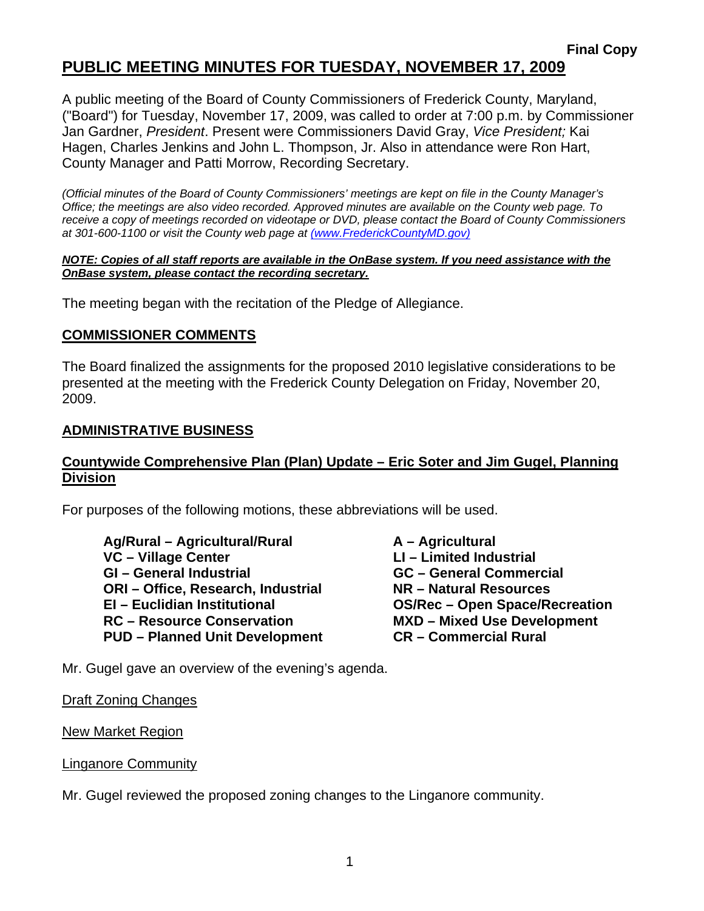**Final Copy**

# PUBLIC MEETING MINUTES FOR TUESDAY, NOVEMBER 17, 2009

A public meeting of the Board of County Commissioners of Frederick County, Maryland, ("Board") for Tuesday, November 17, 2009, was called to order at 7:00 p.m. by Commissioner Jan Gardner, *President*. Present were Commissioners David Gray, *Vice President;* Kai Hagen, Charles Jenkins and John L. Thompson, Jr. Also in attendance were Ron Hart, County Manager and Patti Morrow, Recording Secretary.

*(Official minutes of the Board of County Commissioners' meetings are kept on file in the County Manager's Office; the meetings are also video recorded. Approved minutes are available on the County web page. To receive a copy of meetings recorded on videotape or DVD, please contact the Board of County Commissioners at 301-600-1100 or visit the County web page at (www.FrederickCountyMD.gov)*

***NOTE: Copies of all staff reports are available in the OnBase system. If you need assistance with the OnBase system, please contact the recording secretary.***

The meeting began with the recitation of the Pledge of Allegiance.

## COMMISSIONER COMMENTS

The Board finalized the assignments for the proposed 2010 legislative considerations to be presented at the meeting with the Frederick County Delegation on Friday, November 20, 2009.

## ADMINISTRATIVE BUSINESS

### Countywide Comprehensive Plan (Plan) Update – Eric Soter and Jim Gugel, Planning Division

For purposes of the following motions, these abbreviations will be used.

**Ag/Rural – Agricultural/Rural**
**VC – Village Center**
**GI – General Industrial**
**ORI – Office, Research, Industrial**
**EI – Euclidian Institutional**
**RC – Resource Conservation**
**PUD – Planned Unit Development**
**A – Agricultural**
**LI – Limited Industrial**
**GC – General Commercial**
**NR – Natural Resources**
**OS/Rec – Open Space/Recreation**
**MXD – Mixed Use Development**
**CR – Commercial Rural**

Mr. Gugel gave an overview of the evening's agenda.

Draft Zoning Changes

New Market Region

Linganore Community

Mr. Gugel reviewed the proposed zoning changes to the Linganore community.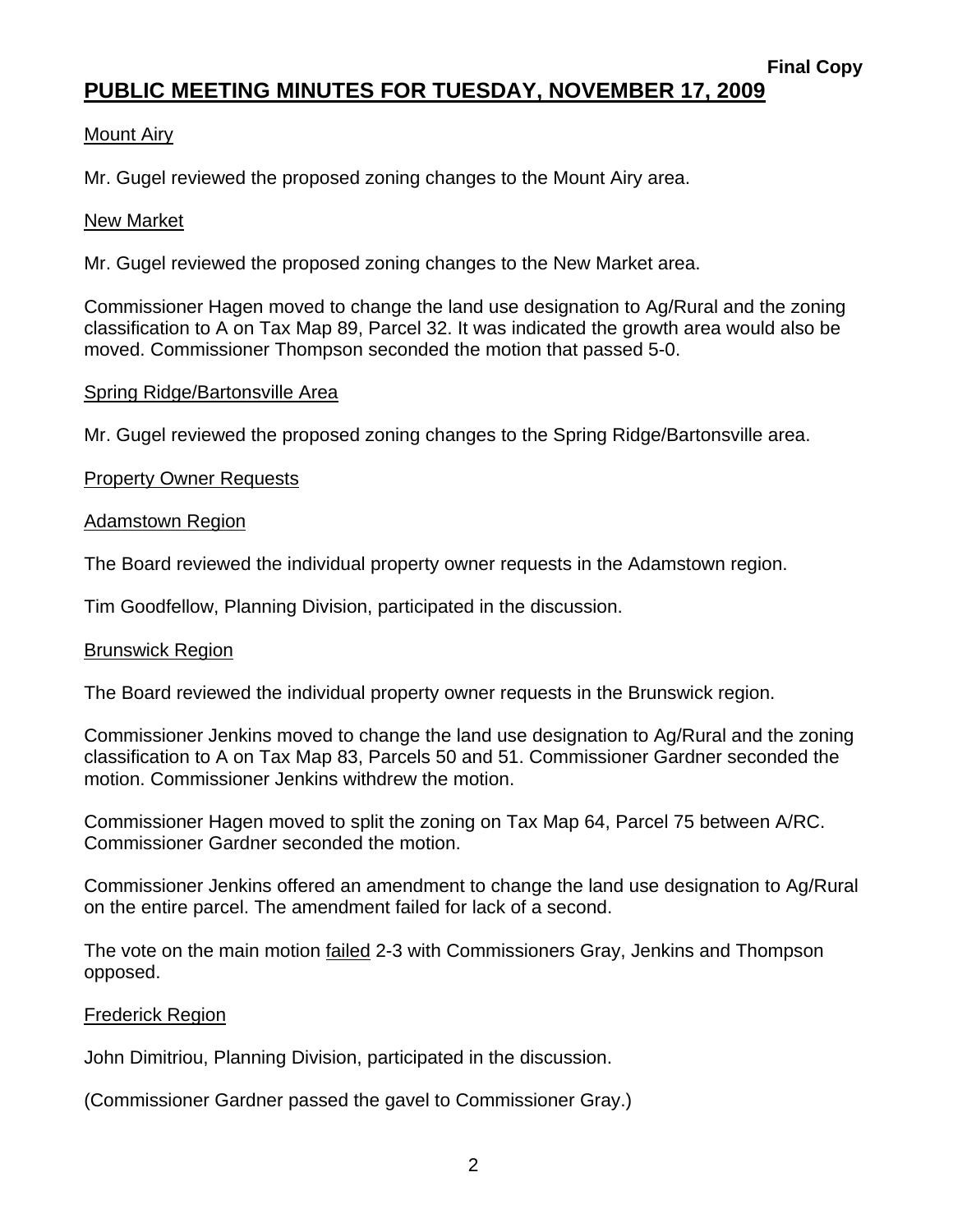**Final Copy**

# PUBLIC MEETING MINUTES FOR TUESDAY, NOVEMBER 17, 2009

Mount Airy

Mr. Gugel reviewed the proposed zoning changes to the Mount Airy area.

New Market

Mr. Gugel reviewed the proposed zoning changes to the New Market area.

Commissioner Hagen moved to change the land use designation to Ag/Rural and the zoning classification to A on Tax Map 89, Parcel 32. It was indicated the growth area would also be moved. Commissioner Thompson seconded the motion that passed 5-0.

Spring Ridge/Bartonsville Area

Mr. Gugel reviewed the proposed zoning changes to the Spring Ridge/Bartonsville area.

Property Owner Requests

Adamstown Region

The Board reviewed the individual property owner requests in the Adamstown region.

Tim Goodfellow, Planning Division, participated in the discussion.

Brunswick Region

The Board reviewed the individual property owner requests in the Brunswick region.

Commissioner Jenkins moved to change the land use designation to Ag/Rural and the zoning classification to A on Tax Map 83, Parcels 50 and 51. Commissioner Gardner seconded the motion. Commissioner Jenkins withdrew the motion.

Commissioner Hagen moved to split the zoning on Tax Map 64, Parcel 75 between A/RC. Commissioner Gardner seconded the motion.

Commissioner Jenkins offered an amendment to change the land use designation to Ag/Rural on the entire parcel. The amendment failed for lack of a second.

The vote on the main motion failed 2-3 with Commissioners Gray, Jenkins and Thompson opposed.

Frederick Region

John Dimitriou, Planning Division, participated in the discussion.

(Commissioner Gardner passed the gavel to Commissioner Gray.)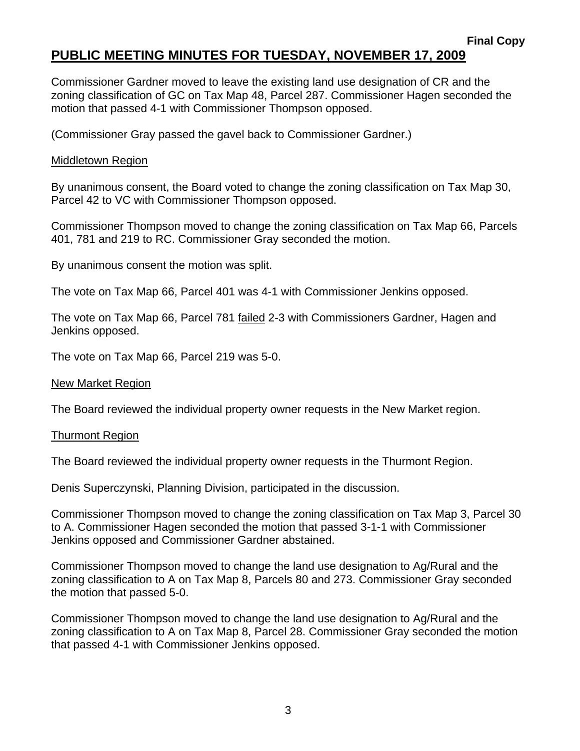**Final Copy**

# PUBLIC MEETING MINUTES FOR TUESDAY, NOVEMBER 17, 2009

Commissioner Gardner moved to leave the existing land use designation of CR and the zoning classification of GC on Tax Map 48, Parcel 287. Commissioner Hagen seconded the motion that passed 4-1 with Commissioner Thompson opposed.

(Commissioner Gray passed the gavel back to Commissioner Gardner.)

## Middletown Region

By unanimous consent, the Board voted to change the zoning classification on Tax Map 30, Parcel 42 to VC with Commissioner Thompson opposed.

Commissioner Thompson moved to change the zoning classification on Tax Map 66, Parcels 401, 781 and 219 to RC. Commissioner Gray seconded the motion.

By unanimous consent the motion was split.

The vote on Tax Map 66, Parcel 401 was 4-1 with Commissioner Jenkins opposed.

The vote on Tax Map 66, Parcel 781 failed 2-3 with Commissioners Gardner, Hagen and Jenkins opposed.

The vote on Tax Map 66, Parcel 219 was 5-0.

## New Market Region

The Board reviewed the individual property owner requests in the New Market region.

## Thurmont Region

The Board reviewed the individual property owner requests in the Thurmont Region.

Denis Superczynski, Planning Division, participated in the discussion.

Commissioner Thompson moved to change the zoning classification on Tax Map 3, Parcel 30 to A. Commissioner Hagen seconded the motion that passed 3-1-1 with Commissioner Jenkins opposed and Commissioner Gardner abstained.

Commissioner Thompson moved to change the land use designation to Ag/Rural and the zoning classification to A on Tax Map 8, Parcels 80 and 273. Commissioner Gray seconded the motion that passed 5-0.

Commissioner Thompson moved to change the land use designation to Ag/Rural and the zoning classification to A on Tax Map 8, Parcel 28. Commissioner Gray seconded the motion that passed 4-1 with Commissioner Jenkins opposed.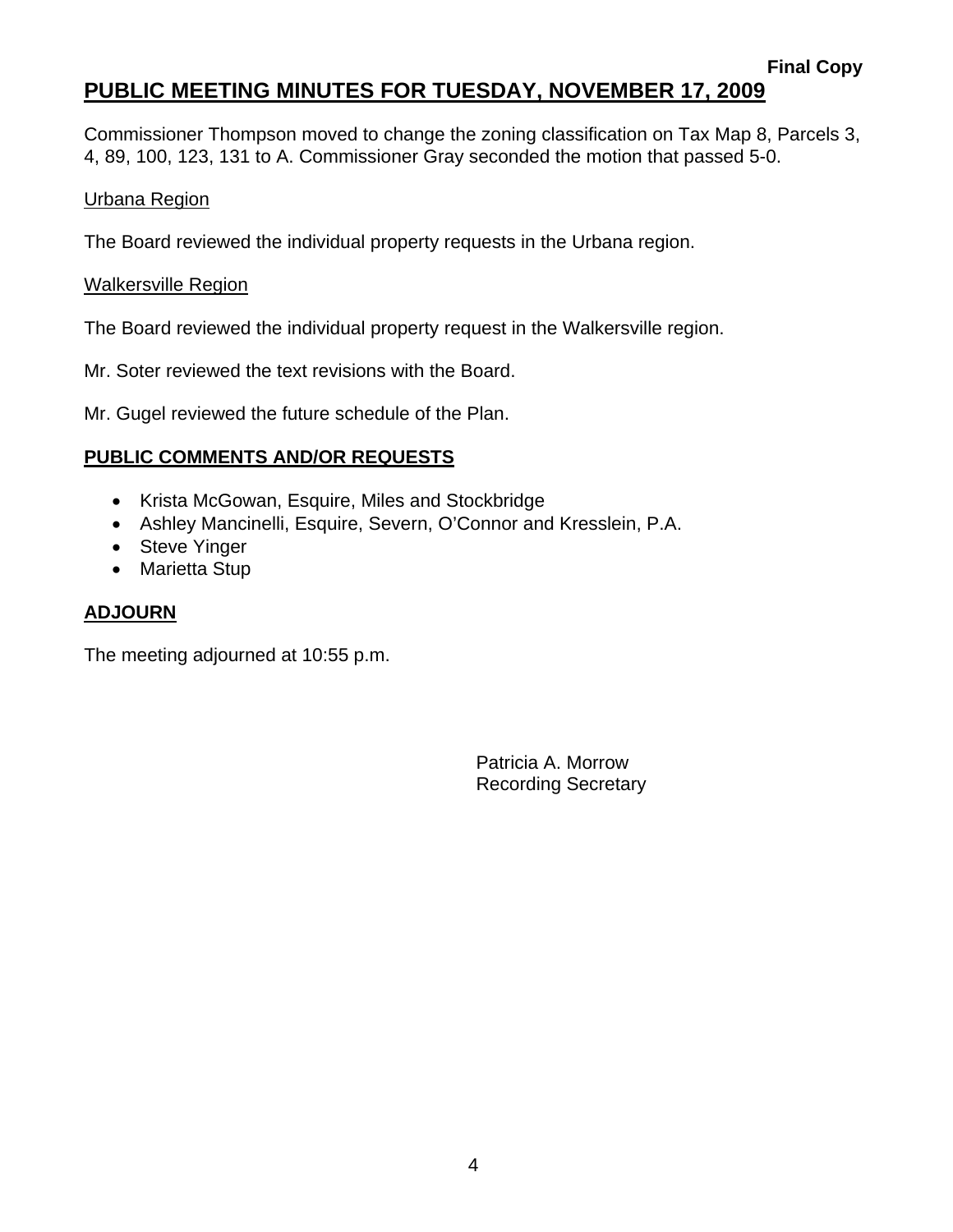**Final Copy**

# PUBLIC MEETING MINUTES FOR TUESDAY, NOVEMBER 17, 2009

Commissioner Thompson moved to change the zoning classification on Tax Map 8, Parcels 3, 4, 89, 100, 123, 131 to A. Commissioner Gray seconded the motion that passed 5-0.

Urbana Region

The Board reviewed the individual property requests in the Urbana region.

Walkersville Region

The Board reviewed the individual property request in the Walkersville region.

Mr. Soter reviewed the text revisions with the Board.

Mr. Gugel reviewed the future schedule of the Plan.

## PUBLIC COMMENTS AND/OR REQUESTS

- Krista McGowan, Esquire, Miles and Stockbridge
- Ashley Mancinelli, Esquire, Severn, O'Connor and Kresslein, P.A.
- Steve Yinger
- Marietta Stup

## ADJOURN

The meeting adjourned at 10:55 p.m.

Patricia A. Morrow
Recording Secretary